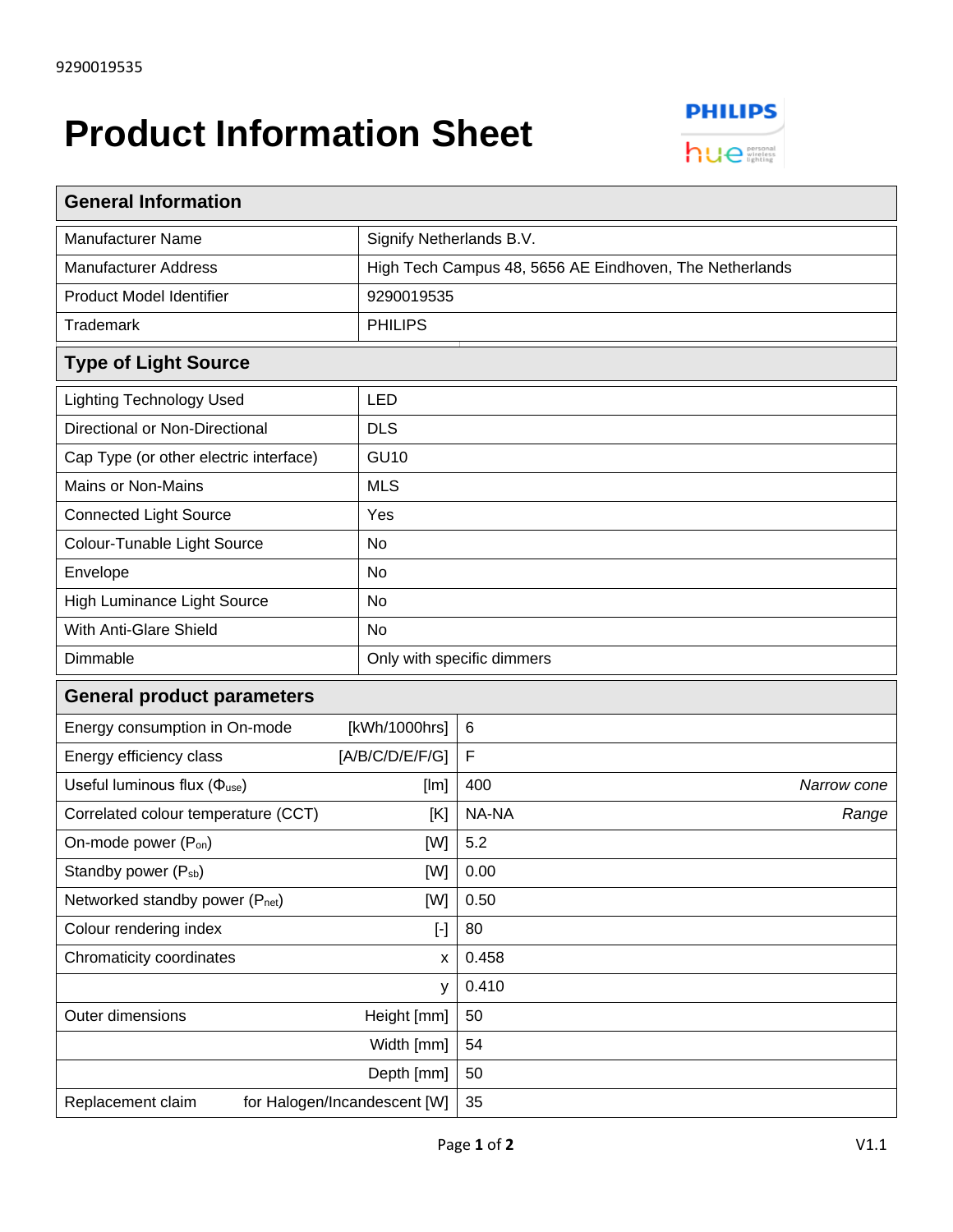9290019535

# Product Information Sheet

PHILIPS hue personal wireless lighting

| General Information | |
|---|---|
| Manufacturer Name | Signify Netherlands B.V. |
| Manufacturer Address | High Tech Campus 48, 5656 AE Eindhoven, The Netherlands |
| Product Model Identifier | 9290019535 |
| Trademark | PHILIPS |

| Type of Light Source | |
|---|---|
| Lighting Technology Used | LED |
| Directional or Non-Directional | DLS |
| Cap Type (or other electric interface) | GU10 |
| Mains or Non-Mains | MLS |
| Connected Light Source | Yes |
| Colour-Tunable Light Source | No |
| Envelope | No |
| High Luminance Light Source | No |
| With Anti-Glare Shield | No |
| Dimmable | Only with specific dimmers |

| General product parameters | | | |
|---|---|---|---|
| Energy consumption in On-mode | [kWh/1000hrs] | 6 | |
| Energy efficiency class | [A/B/C/D/E/F/G] | F | |
| Useful luminous flux ($\Phi_{use}$) | [lm] | 400 | *Narrow cone* |
| Correlated colour temperature (CCT) | [K] | NA-NA | *Range* |
| On-mode power ($P_{on}$) | [W] | 5.2 | |
| Standby power ($P_{sb}$) | [W] | 0.00 | |
| Networked standby power ($P_{net}$) | [W] | 0.50 | |
| Colour rendering index | [-] | 80 | |
| Chromaticity coordinates | x | 0.458 | |
| | y | 0.410 | |
| Outer dimensions | Height [mm] | 50 | |
| | Width [mm] | 54 | |
| | Depth [mm] | 50 | |
| Replacement claim | for Halogen/Incandescent [W] | 35 | |

V1.1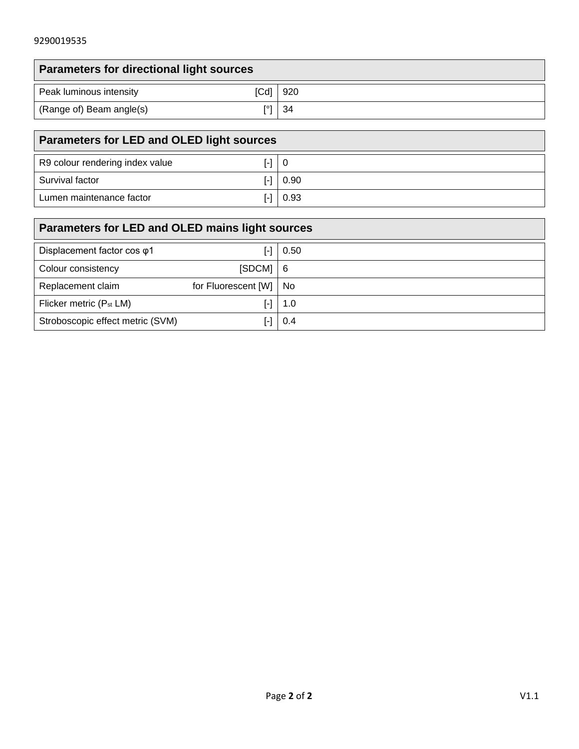9290019535

## Parameters for directional light sources

| | | |
|---|---|---|
| Peak luminous intensity | [Cd] | 920 |
| (Range of) Beam angle(s) | [°] | 34 |

## Parameters for LED and OLED light sources

| | | |
|---|---|---|
| R9 colour rendering index value | [-] | 0 |
| Survival factor | [-] | 0.90 |
| Lumen maintenance factor | [-] | 0.93 |

## Parameters for LED and OLED mains light sources

| | | |
|---|---|---|
| Displacement factor cos φ1 | [-] | 0.50 |
| Colour consistency | [SDCM] | 6 |
| Replacement claim | for Fluorescent [W] | No |
| Flicker metric ($P_{st}$ LM) | [-] | 1.0 |
| Stroboscopic effect metric (SVM) | [-] | 0.4 |

V1.1